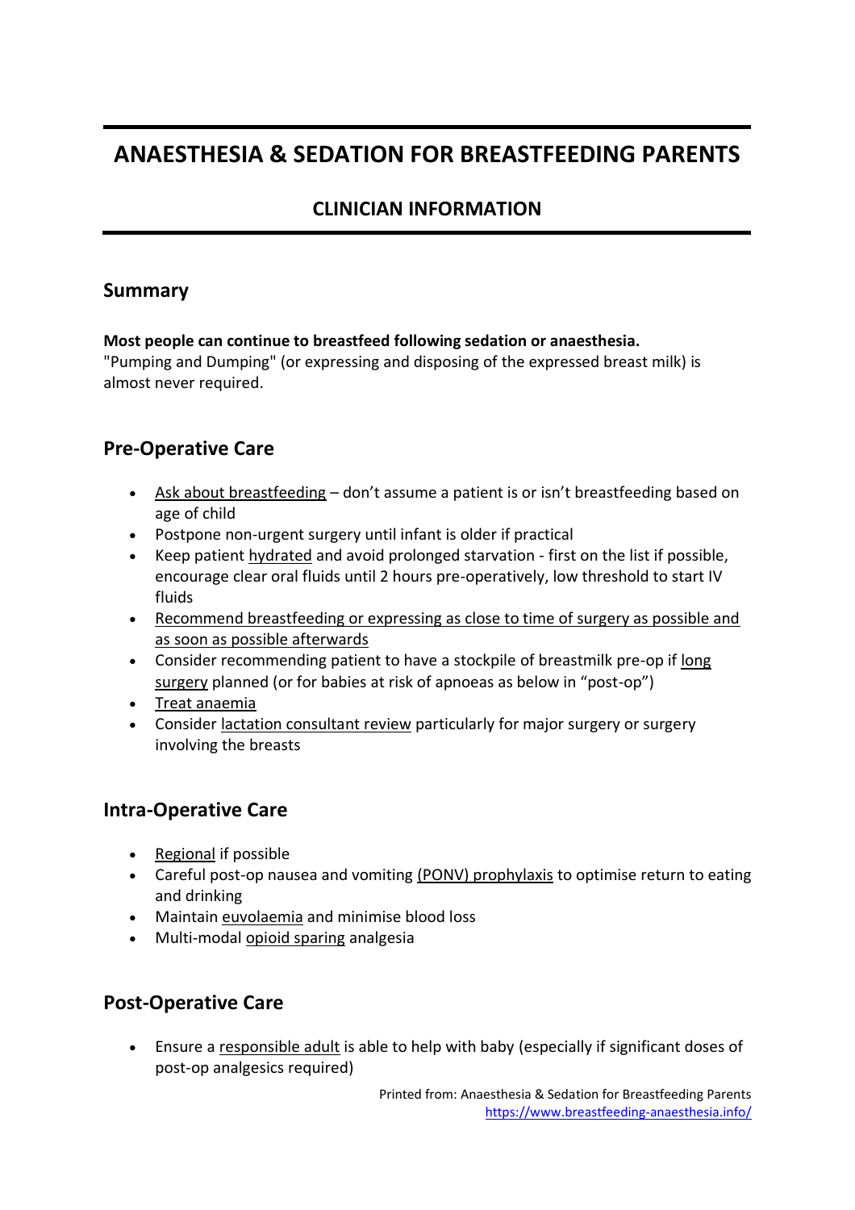# ANAESTHESIA & SEDATION FOR BREASTFEEDING PARENTS

## CLINICIAN INFORMATION

## Summary

**Most people can continue to breastfeed following sedation or anaesthesia.**
"Pumping and Dumping" (or expressing and disposing of the expressed breast milk) is almost never required.

## Pre-Operative Care

- Ask about breastfeeding – don't assume a patient is or isn't breastfeeding based on age of child
- Postpone non-urgent surgery until infant is older if practical
- Keep patient hydrated and avoid prolonged starvation - first on the list if possible, encourage clear oral fluids until 2 hours pre-operatively, low threshold to start IV fluids
- Recommend breastfeeding or expressing as close to time of surgery as possible and as soon as possible afterwards
- Consider recommending patient to have a stockpile of breastmilk pre-op if long surgery planned (or for babies at risk of apnoeas as below in "post-op")
- Treat anaemia
- Consider lactation consultant review particularly for major surgery or surgery involving the breasts

## Intra-Operative Care

- Regional if possible
- Careful post-op nausea and vomiting (PONV) prophylaxis to optimise return to eating and drinking
- Maintain euvolaemia and minimise blood loss
- Multi-modal opioid sparing analgesia

## Post-Operative Care

- Ensure a responsible adult is able to help with baby (especially if significant doses of post-op analgesics required)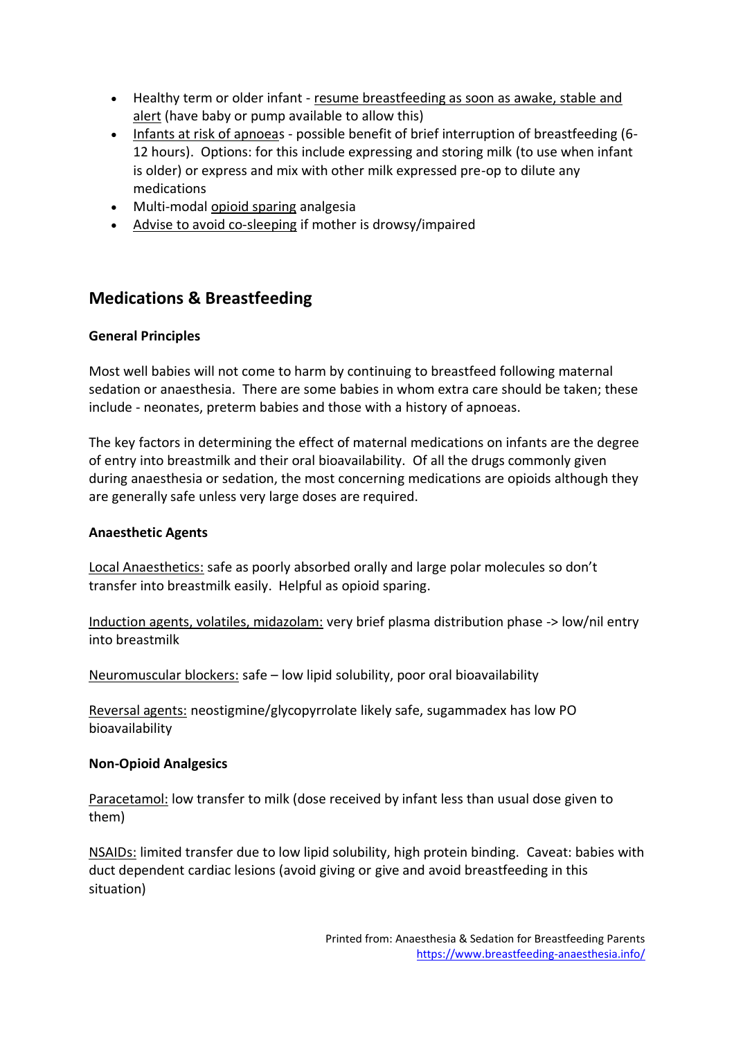- Healthy term or older infant - resume breastfeeding as soon as awake, stable and alert (have baby or pump available to allow this)
- Infants at risk of apnoeas - possible benefit of brief interruption of breastfeeding (6-12 hours). Options: for this include expressing and storing milk (to use when infant is older) or express and mix with other milk expressed pre-op to dilute any medications
- Multi-modal opioid sparing analgesia
- Advise to avoid co-sleeping if mother is drowsy/impaired

## Medications & Breastfeeding

### General Principles

Most well babies will not come to harm by continuing to breastfeed following maternal sedation or anaesthesia. There are some babies in whom extra care should be taken; these include - neonates, preterm babies and those with a history of apnoeas.

The key factors in determining the effect of maternal medications on infants are the degree of entry into breastmilk and their oral bioavailability. Of all the drugs commonly given during anaesthesia or sedation, the most concerning medications are opioids although they are generally safe unless very large doses are required.

### Anaesthetic Agents

Local Anaesthetics: safe as poorly absorbed orally and large polar molecules so don't transfer into breastmilk easily. Helpful as opioid sparing.

Induction agents, volatiles, midazolam: very brief plasma distribution phase -> low/nil entry into breastmilk

Neuromuscular blockers: safe – low lipid solubility, poor oral bioavailability

Reversal agents: neostigmine/glycopyrrolate likely safe, sugammadex has low PO bioavailability

### Non-Opioid Analgesics

Paracetamol: low transfer to milk (dose received by infant less than usual dose given to them)

NSAIDs: limited transfer due to low lipid solubility, high protein binding. Caveat: babies with duct dependent cardiac lesions (avoid giving or give and avoid breastfeeding in this situation)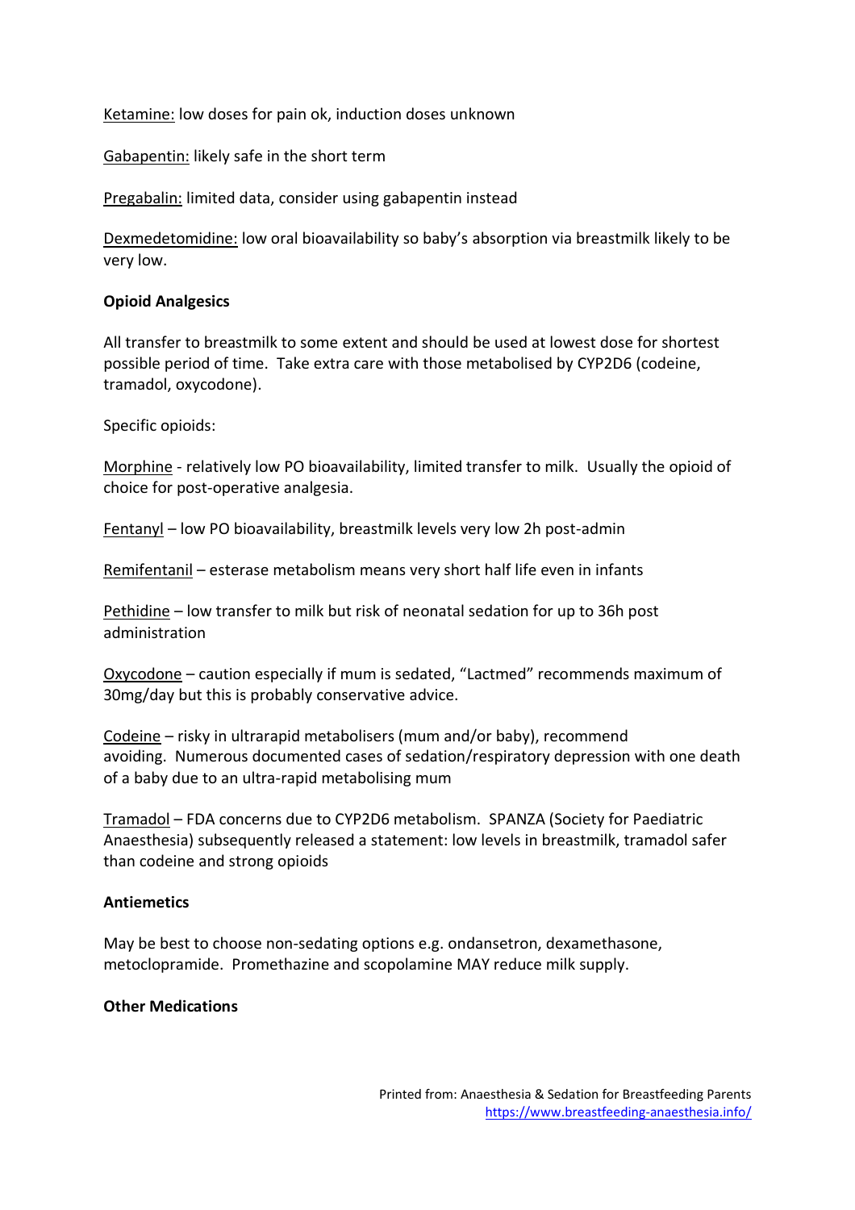Ketamine: low doses for pain ok, induction doses unknown

Gabapentin: likely safe in the short term

Pregabalin: limited data, consider using gabapentin instead

Dexmedetomidine: low oral bioavailability so baby's absorption via breastmilk likely to be very low.

**Opioid Analgesics**

All transfer to breastmilk to some extent and should be used at lowest dose for shortest possible period of time. Take extra care with those metabolised by CYP2D6 (codeine, tramadol, oxycodone).

Specific opioids:

Morphine - relatively low PO bioavailability, limited transfer to milk. Usually the opioid of choice for post-operative analgesia.

Fentanyl – low PO bioavailability, breastmilk levels very low 2h post-admin

Remifentanil – esterase metabolism means very short half life even in infants

Pethidine – low transfer to milk but risk of neonatal sedation for up to 36h post administration

Oxycodone – caution especially if mum is sedated, "Lactmed" recommends maximum of 30mg/day but this is probably conservative advice.

Codeine – risky in ultrarapid metabolisers (mum and/or baby), recommend avoiding. Numerous documented cases of sedation/respiratory depression with one death of a baby due to an ultra-rapid metabolising mum

Tramadol – FDA concerns due to CYP2D6 metabolism. SPANZA (Society for Paediatric Anaesthesia) subsequently released a statement: low levels in breastmilk, tramadol safer than codeine and strong opioids

**Antiemetics**

May be best to choose non-sedating options e.g. ondansetron, dexamethasone, metoclopramide. Promethazine and scopolamine MAY reduce milk supply.

**Other Medications**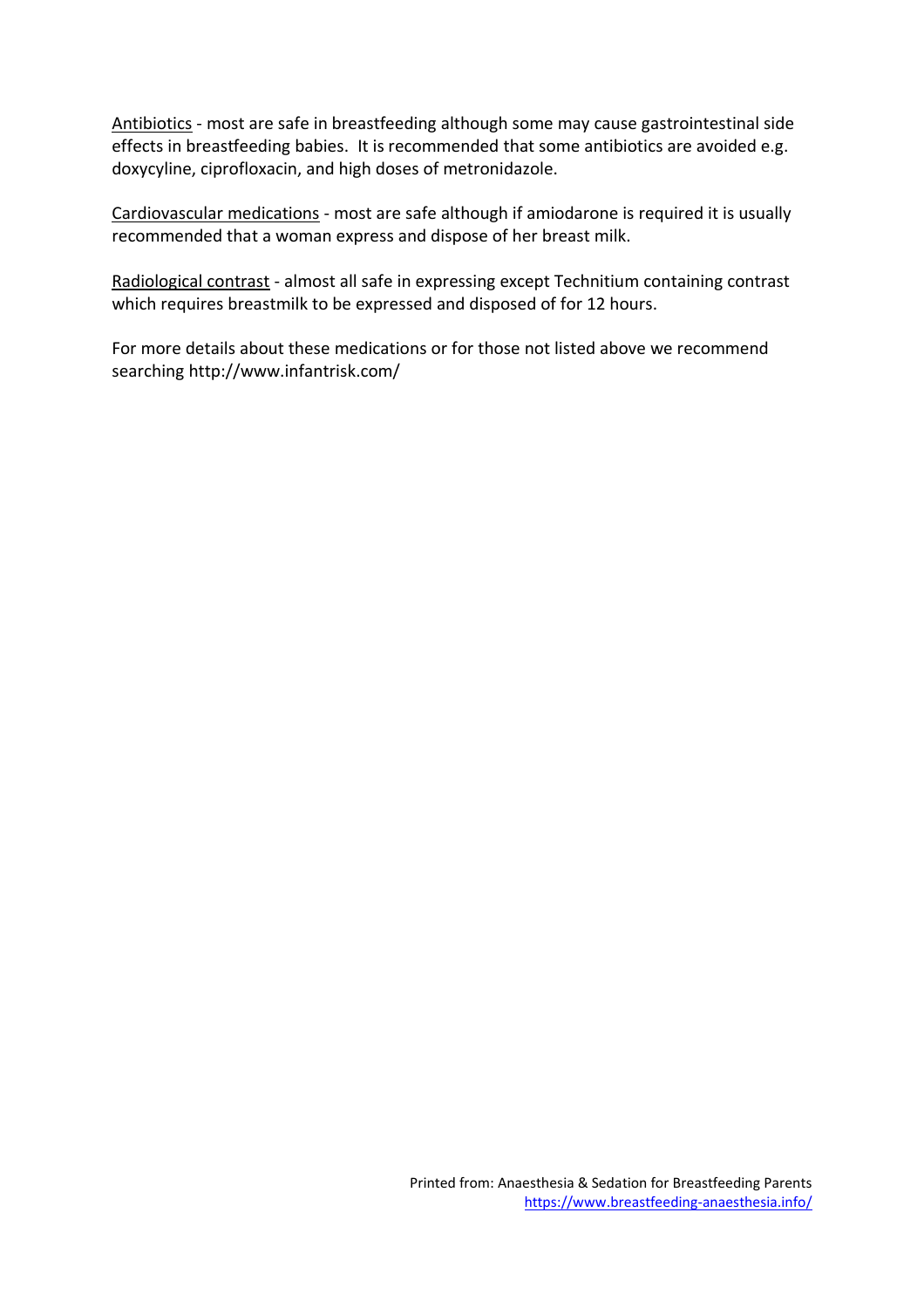Antibiotics - most are safe in breastfeeding although some may cause gastrointestinal side effects in breastfeeding babies. It is recommended that some antibiotics are avoided e.g. doxycyline, ciprofloxacin, and high doses of metronidazole.

Cardiovascular medications - most are safe although if amiodarone is required it is usually recommended that a woman express and dispose of her breast milk.

Radiological contrast - almost all safe in expressing except Technitium containing contrast which requires breastmilk to be expressed and disposed of for 12 hours.

For more details about these medications or for those not listed above we recommend searching http://www.infantrisk.com/

Printed from: Anaesthesia & Sedation for Breastfeeding Parents
https://www.breastfeeding-anaesthesia.info/